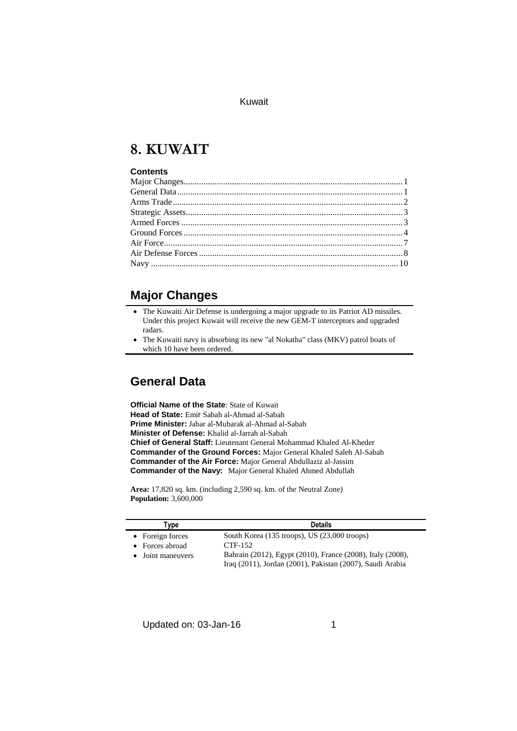# 8. KUWAIT

**Contents**

Major Changes ... 1
General Data ... 1
Arms Trade ... 2
Strategic Assets ... 3
Armed Forces ... 3
Ground Forces ... 4
Air Force ... 7
Air Defense Forces ... 8
Navy ... 10

## Major Changes

- The Kuwaiti Air Defense is undergoing a major upgrade to its Patriot AD missiles. Under this project Kuwait will receive the new GEM-T interceptors and upgraded radars.
- The Kuwaiti navy is absorbing its new "al Nokatha" class (MKV) patrol boats of which 10 have been ordered.

## General Data

**Official Name of the State**: State of Kuwait
**Head of State:** Emir Sabah al-Ahmad al-Sabah
**Prime Minister:** Jabar al-Mubarak al-Ahmad al-Sabah
**Minister of Defense:** Khalid al-Jarrah al-Sabah
**Chief of General Staff:** Lieutenant General Mohammad Khaled Al-Kheder
**Commander of the Ground Forces:** Major General Khaled Saleh Al-Sabah
**Commander of the Air Force:** Major General Abdullaziz al-Jassim
**Commander of the Navy:** Major General Khaled Ahmed Abdullah

**Area:** 17,820 sq. km. (including 2,590 sq. km. of the Neutral Zone)
**Population:** 3,600,000

| Type | Details |
|---|---|
| • Foreign forces | South Korea (135 troops), US (23,000 troops) |
| • Forces abroad | CTF-152 |
| • Joint maneuvers | Bahrain (2012), Egypt (2010), France (2008), Italy (2008), Iraq (2011), Jordan (2001), Pakistan (2007), Saudi Arabia |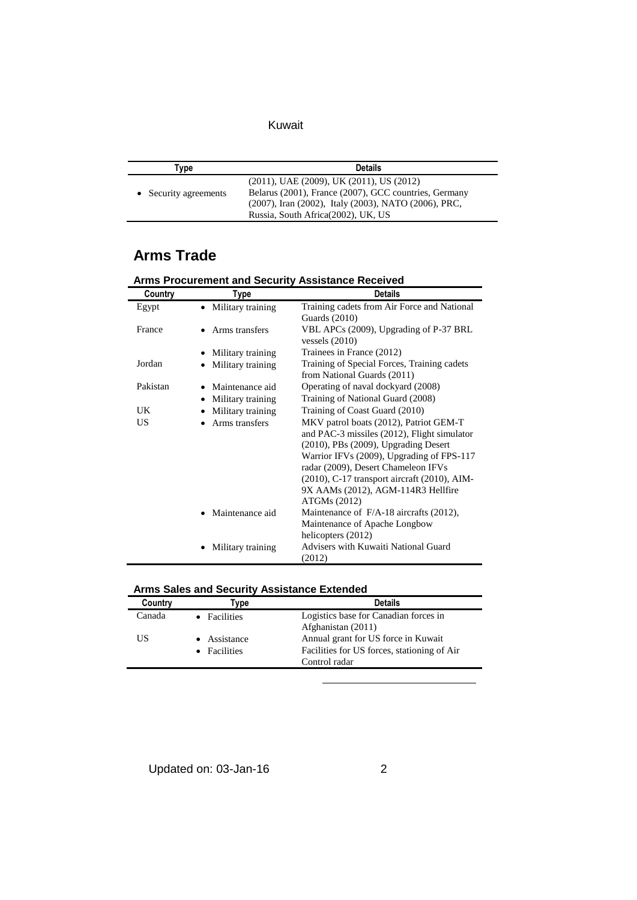| Type | Details |
|---|---|
| | (2011), UAE (2009), UK (2011), US (2012) |
| • Security agreements | Belarus (2001), France (2007), GCC countries, Germany (2007), Iran (2002), Italy (2003), NATO (2006), PRC, Russia, South Africa(2002), UK, US |

## Arms Trade

### Arms Procurement and Security Assistance Received

| Country | Type | Details |
|---|---|---|
| Egypt | • Military training | Training cadets from Air Force and National Guards (2010) |
| France | • Arms transfers | VBL APCs (2009), Upgrading of P-37 BRL vessels (2010) |
| | • Military training | Trainees in France (2012) |
| Jordan | • Military training | Training of Special Forces, Training cadets from National Guards (2011) |
| Pakistan | • Maintenance aid | Operating of naval dockyard (2008) |
| | • Military training | Training of National Guard (2008) |
| UK | • Military training | Training of Coast Guard (2010) |
| US | • Arms transfers | MKV patrol boats (2012), Patriot GEM-T and PAC-3 missiles (2012), Flight simulator (2010), PBs (2009), Upgrading Desert Warrior IFVs (2009), Upgrading of FPS-117 radar (2009), Desert Chameleon IFVs (2010), C-17 transport aircraft (2010), AIM-9X AAMs (2012), AGM-114R3 Hellfire ATGMs (2012) |
| | • Maintenance aid | Maintenance of F/A-18 aircrafts (2012), Maintenance of Apache Longbow helicopters (2012) |
| | • Military training | Advisers with Kuwaiti National Guard (2012) |

### Arms Sales and Security Assistance Extended

| Country | Type | Details |
|---|---|---|
| Canada | • Facilities | Logistics base for Canadian forces in Afghanistan (2011) |
| US | • Assistance | Annual grant for US force in Kuwait |
| | • Facilities | Facilities for US forces, stationing of Air Control radar |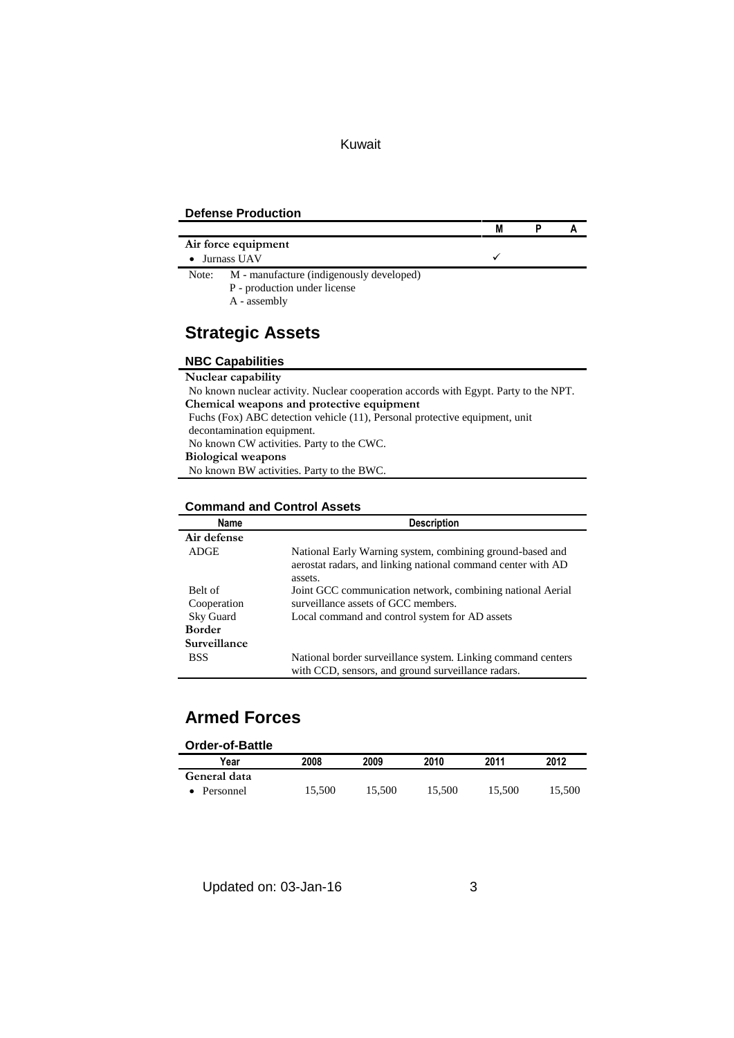**Defense Production**

|  | M | P | A |
|---|---|---|---|
| **Air force equipment** |  |  |  |
| • Jurnass UAV | ✓ |  |  |

Note: M - manufacture (indigenously developed)
P - production under license
A - assembly

## Strategic Assets

### NBC Capabilities

**Nuclear capability**
No known nuclear activity. Nuclear cooperation accords with Egypt. Party to the NPT.

**Chemical weapons and protective equipment**
Fuchs (Fox) ABC detection vehicle (11), Personal protective equipment, unit decontamination equipment.
No known CW activities. Party to the CWC.

**Biological weapons**
No known BW activities. Party to the BWC.

### Command and Control Assets

| Name | Description |
|---|---|
| **Air defense** |  |
| ADGE | National Early Warning system, combining ground-based and aerostat radars, and linking national command center with AD assets. |
| Belt of Cooperation | Joint GCC communication network, combining national Aerial surveillance assets of GCC members. |
| Sky Guard | Local command and control system for AD assets |
| **Border Surveillance** |  |
| BSS | National border surveillance system. Linking command centers with CCD, sensors, and ground surveillance radars. |

## Armed Forces

### Order-of-Battle

| Year | 2008 | 2009 | 2010 | 2011 | 2012 |
|---|---|---|---|---|---|
| **General data** |  |  |  |  |  |
| • Personnel | 15,500 | 15,500 | 15,500 | 15,500 | 15,500 |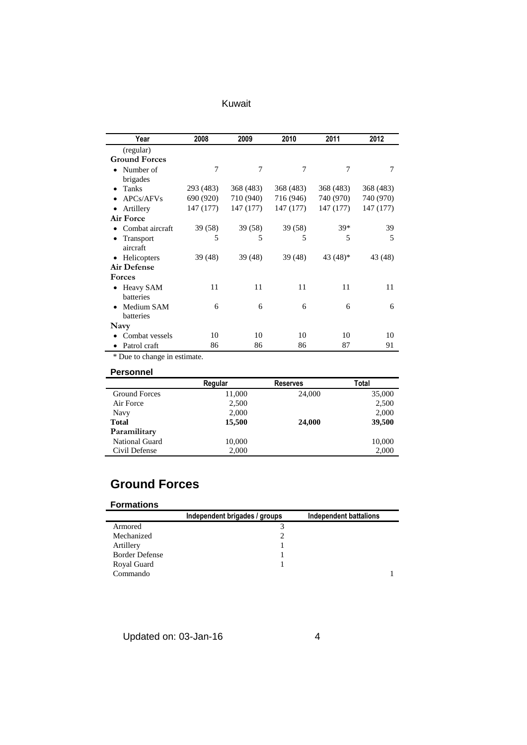| Year | 2008 | 2009 | 2010 | 2011 | 2012 |
|---|---|---|---|---|---|
| (regular) | | | | | |
| **Ground Forces** | | | | | |
| • Number of brigades | 7 | 7 | 7 | 7 | 7 |
| • Tanks | 293 (483) | 368 (483) | 368 (483) | 368 (483) | 368 (483) |
| • APCs/AFVs | 690 (920) | 710 (940) | 716 (946) | 740 (970) | 740 (970) |
| • Artillery | 147 (177) | 147 (177) | 147 (177) | 147 (177) | 147 (177) |
| **Air Force** | | | | | |
| • Combat aircraft | 39 (58) | 39 (58) | 39 (58) | 39* | 39 |
| • Transport aircraft | 5 | 5 | 5 | 5 | 5 |
| • Helicopters | 39 (48) | 39 (48) | 39 (48) | 43 (48)* | 43 (48) |
| **Air Defense Forces** | | | | | |
| • Heavy SAM batteries | 11 | 11 | 11 | 11 | 11 |
| • Medium SAM batteries | 6 | 6 | 6 | 6 | 6 |
| **Navy** | | | | | |
| • Combat vessels | 10 | 10 | 10 | 10 | 10 |
| • Patrol craft | 86 | 86 | 86 | 87 | 91 |

* Due to change in estimate.

### Personnel

| | Regular | Reserves | Total |
|---|---|---|---|
| Ground Forces | 11,000 | 24,000 | 35,000 |
| Air Force | 2,500 | | 2,500 |
| Navy | 2,000 | | 2,000 |
| **Total** | **15,500** | **24,000** | **39,500** |
| **Paramilitary** | | | |
| National Guard | 10,000 | | 10,000 |
| Civil Defense | 2,000 | | 2,000 |

## Ground Forces

### Formations

| | Independent brigades / groups | Independent battalions |
|---|---|---|
| Armored | 3 | |
| Mechanized | 2 | |
| Artillery | 1 | |
| Border Defense | 1 | |
| Royal Guard | 1 | |
| Commando | | 1 |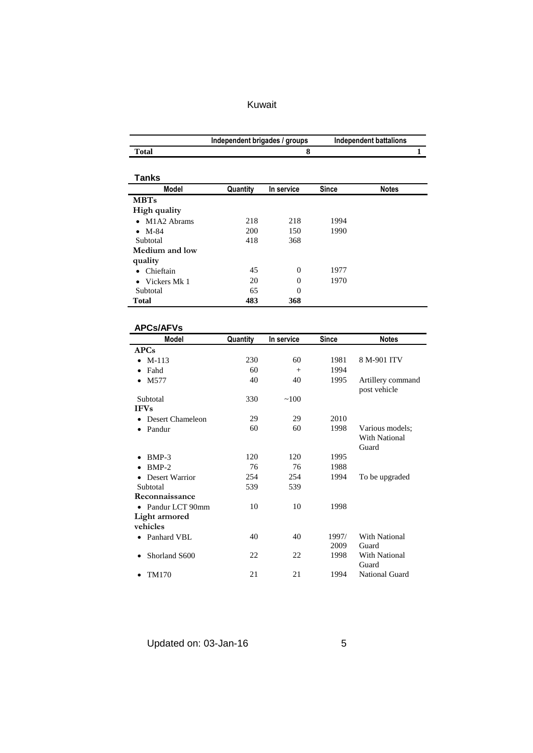# Kuwait

| | Independent brigades / groups | Independent battalions |
|---|---|---|
| **Total** | **8** | **1** |

## Tanks

| Model | Quantity | In service | Since | Notes |
|---|---|---|---|---|
| **MBTs** | | | | |
| **High quality** | | | | |
| • M1A2 Abrams | 218 | 218 | 1994 | |
| • M-84 | 200 | 150 | 1990 | |
| Subtotal | 418 | 368 | | |
| **Medium and low quality** | | | | |
| • Chieftain | 45 | 0 | 1977 | |
| • Vickers Mk 1 | 20 | 0 | 1970 | |
| Subtotal | 65 | 0 | | |
| **Total** | **483** | **368** | | |

## APCs/AFVs

| Model | Quantity | In service | Since | Notes |
|---|---|---|---|---|
| **APCs** | | | | |
| • M-113 | 230 | 60 | 1981 | 8 M-901 ITV |
| • Fahd | 60 | + | 1994 | |
| • M577 | 40 | 40 | 1995 | Artillery command post vehicle |
| Subtotal | 330 | ~100 | | |
| **IFVs** | | | | |
| • Desert Chameleon | 29 | 29 | 2010 | |
| • Pandur | 60 | 60 | 1998 | Various models; With National Guard |
| • BMP-3 | 120 | 120 | 1995 | |
| • BMP-2 | 76 | 76 | 1988 | |
| • Desert Warrior | 254 | 254 | 1994 | To be upgraded |
| Subtotal | 539 | 539 | | |
| **Reconnaissance** | | | | |
| • Pandur LCT 90mm | 10 | 10 | 1998 | |
| **Light armored vehicles** | | | | |
| • Panhard VBL | 40 | 40 | 1997/ 2009 | With National Guard |
| • Shorland S600 | 22 | 22 | 1998 | With National Guard |
| • TM170 | 21 | 21 | 1994 | National Guard |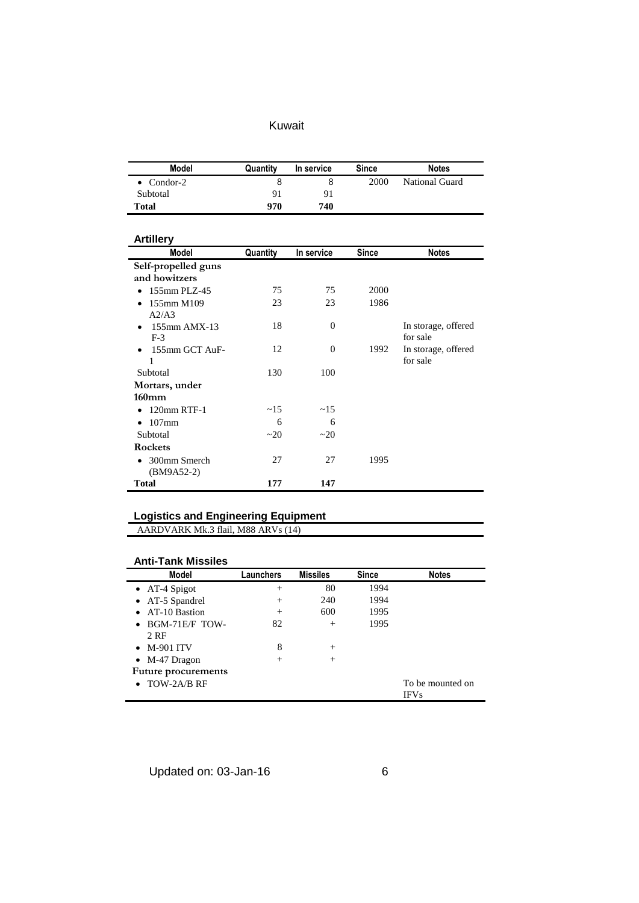| Model | Quantity | In service | Since | Notes |
|---|---|---|---|---|
| • Condor-2 | 8 | 8 | 2000 | National Guard |
| Subtotal | 91 | 91 | | |
| **Total** | **970** | **740** | | |

### Artillery

| Model | Quantity | In service | Since | Notes |
|---|---|---|---|---|
| **Self-propelled guns and howitzers** | | | | |
| • 155mm PLZ-45 | 75 | 75 | 2000 | |
| • 155mm M109 A2/A3 | 23 | 23 | 1986 | |
| • 155mm AMX-13 F-3 | 18 | 0 | | In storage, offered for sale |
| • 155mm GCT AuF-1 | 12 | 0 | 1992 | In storage, offered for sale |
| Subtotal | 130 | 100 | | |
| **Mortars, under 160mm** | | | | |
| • 120mm RTF-1 | ~15 | ~15 | | |
| • 107mm | 6 | 6 | | |
| Subtotal | ~20 | ~20 | | |
| **Rockets** | | | | |
| • 300mm Smerch (BM9A52-2) | 27 | 27 | 1995 | |
| **Total** | **177** | **147** | | |

### Logistics and Engineering Equipment

AARDVARK Mk.3 flail, M88 ARVs (14)

### Anti-Tank Missiles

| Model | Launchers | Missiles | Since | Notes |
|---|---|---|---|---|
| • AT-4 Spigot | + | 80 | 1994 | |
| • AT-5 Spandrel | + | 240 | 1994 | |
| • AT-10 Bastion | + | 600 | 1995 | |
| • BGM-71E/F TOW-2 RF | 82 | + | 1995 | |
| • M-901 ITV | 8 | + | | |
| • M-47 Dragon | + | + | | |
| **Future procurements** | | | | |
| • TOW-2A/B RF | | | | To be mounted on IFVs |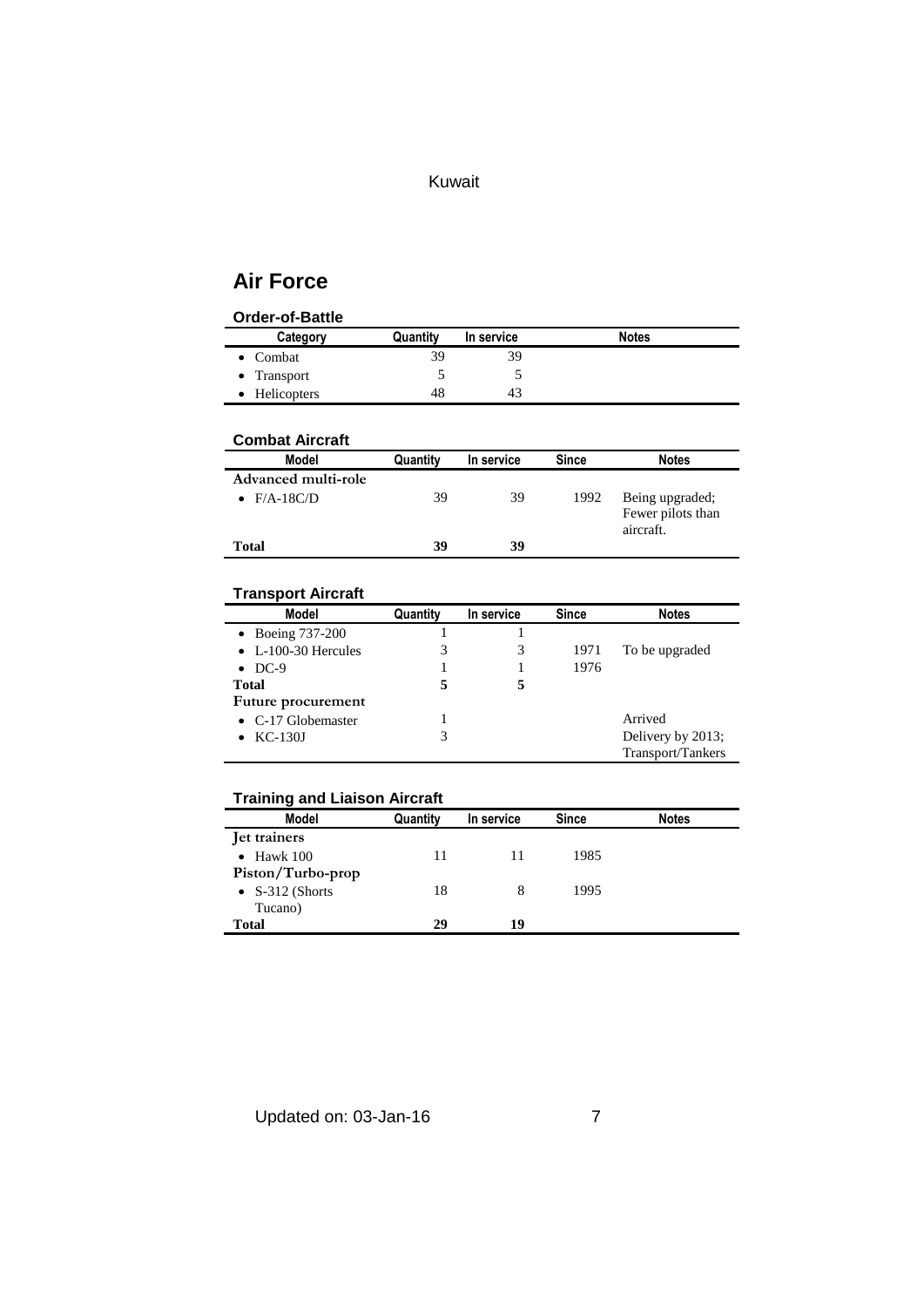# Air Force

### Order-of-Battle

| Category | Quantity | In service | Notes |
|---|---|---|---|
| • Combat | 39 | 39 | |
| • Transport | 5 | 5 | |
| • Helicopters | 48 | 43 | |

### Combat Aircraft

| Model | Quantity | In service | Since | Notes |
|---|---|---|---|---|
| **Advanced multi-role** | | | | |
| • F/A-18C/D | 39 | 39 | 1992 | Being upgraded; Fewer pilots than aircraft. |
| **Total** | **39** | **39** | | |

### Transport Aircraft

| Model | Quantity | In service | Since | Notes |
|---|---|---|---|---|
| • Boeing 737-200 | 1 | 1 | | |
| • L-100-30 Hercules | 3 | 3 | 1971 | To be upgraded |
| • DC-9 | 1 | 1 | 1976 | |
| **Total** | **5** | **5** | | |
| **Future procurement** | | | | |
| • C-17 Globemaster | 1 | | | Arrived |
| • KC-130J | 3 | | | Delivery by 2013; Transport/Tankers |

### Training and Liaison Aircraft

| Model | Quantity | In service | Since | Notes |
|---|---|---|---|---|
| **Jet trainers** | | | | |
| • Hawk 100 | 11 | 11 | 1985 | |
| **Piston/Turbo-prop** | | | | |
| • S-312 (Shorts Tucano) | 18 | 8 | 1995 | |
| **Total** | **29** | **19** | | |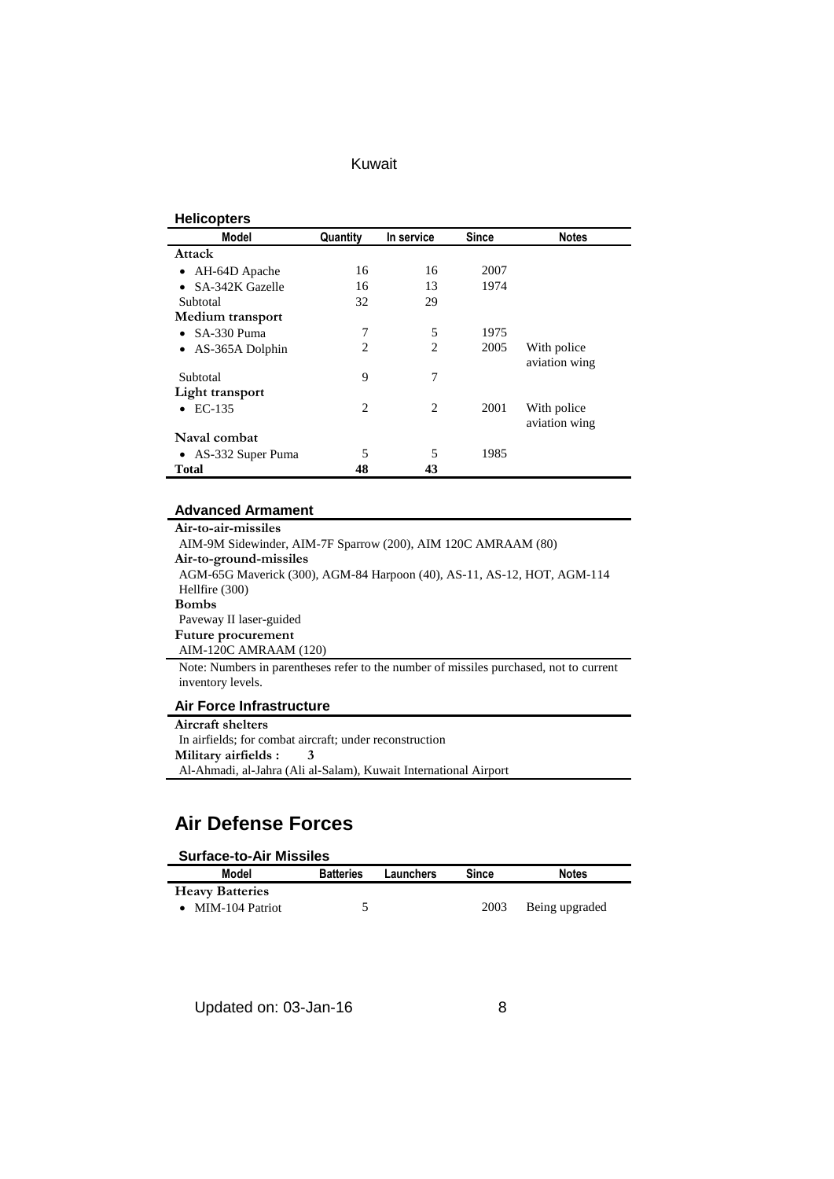### Helicopters

| Model | Quantity | In service | Since | Notes |
|---|---|---|---|---|
| **Attack** | | | | |
| • AH-64D Apache | 16 | 16 | 2007 | |
| • SA-342K Gazelle | 16 | 13 | 1974 | |
| Subtotal | 32 | 29 | | |
| **Medium transport** | | | | |
| • SA-330 Puma | 7 | 5 | 1975 | |
| • AS-365A Dolphin | 2 | 2 | 2005 | With police aviation wing |
| Subtotal | 9 | 7 | | |
| **Light transport** | | | | |
| • EC-135 | 2 | 2 | 2001 | With police aviation wing |
| **Naval combat** | | | | |
| • AS-332 Super Puma | 5 | 5 | 1985 | |
| **Total** | **48** | **43** | | |

### Advanced Armament

**Air-to-air-missiles**
AIM-9M Sidewinder, AIM-7F Sparrow (200), AIM 120C AMRAAM (80)
**Air-to-ground-missiles**
AGM-65G Maverick (300), AGM-84 Harpoon (40), AS-11, AS-12, HOT, AGM-114 Hellfire (300)
**Bombs**
Paveway II laser-guided
**Future procurement**
AIM-120C AMRAAM (120)

Note: Numbers in parentheses refer to the number of missiles purchased, not to current inventory levels.

### Air Force Infrastructure

**Aircraft shelters**
In airfields; for combat aircraft; under reconstruction
**Military airfields : 3**
Al-Ahmadi, al-Jahra (Ali al-Salam), Kuwait International Airport

## Air Defense Forces

### Surface-to-Air Missiles

| Model | Batteries | Launchers | Since | Notes |
|---|---|---|---|---|
| **Heavy Batteries** | | | | |
| • MIM-104 Patriot | 5 | | 2003 | Being upgraded |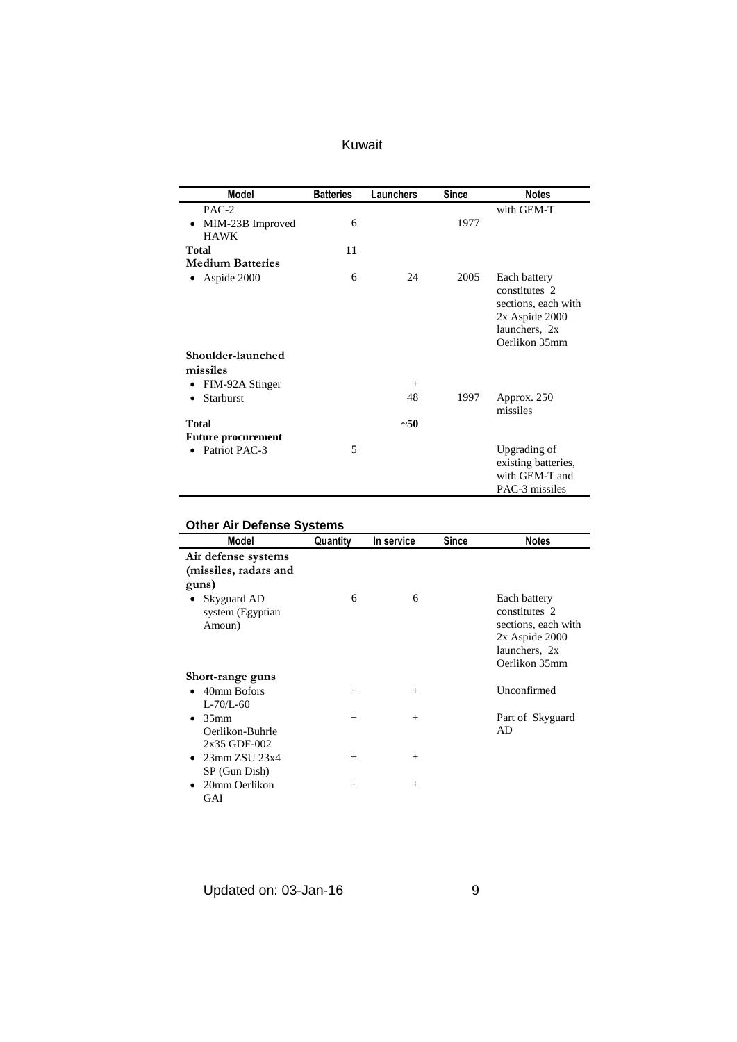| Model | Batteries | Launchers | Since | Notes |
|---|---|---|---|---|
| PAC-2 | | | | with GEM-T |
| • MIM-23B Improved HAWK | 6 | | 1977 | |
| **Total** | **11** | | | |
| **Medium Batteries** | | | | |
| • Aspide 2000 | 6 | 24 | 2005 | Each battery constitutes 2 sections, each with 2x Aspide 2000 launchers, 2x Oerlikon 35mm |
| **Shoulder-launched missiles** | | | | |
| • FIM-92A Stinger | | + | | |
| • Starburst | | 48 | 1997 | Approx. 250 missiles |
| **Total** | | **~50** | | |
| **Future procurement** | | | | |
| • Patriot PAC-3 | 5 | | | Upgrading of existing batteries, with GEM-T and PAC-3 missiles |

### Other Air Defense Systems

| Model | Quantity | In service | Since | Notes |
|---|---|---|---|---|
| **Air defense systems (missiles, radars and guns)** | | | | |
| • Skyguard AD system (Egyptian Amoun) | 6 | 6 | | Each battery constitutes 2 sections, each with 2x Aspide 2000 launchers, 2x Oerlikon 35mm |
| **Short-range guns** | | | | |
| • 40mm Bofors L-70/L-60 | + | + | | Unconfirmed |
| • 35mm Oerlikon-Buhrle 2x35 GDF-002 | + | + | | Part of Skyguard AD |
| • 23mm ZSU 23x4 SP (Gun Dish) | + | + | | |
| • 20mm Oerlikon GAI | + | + | | |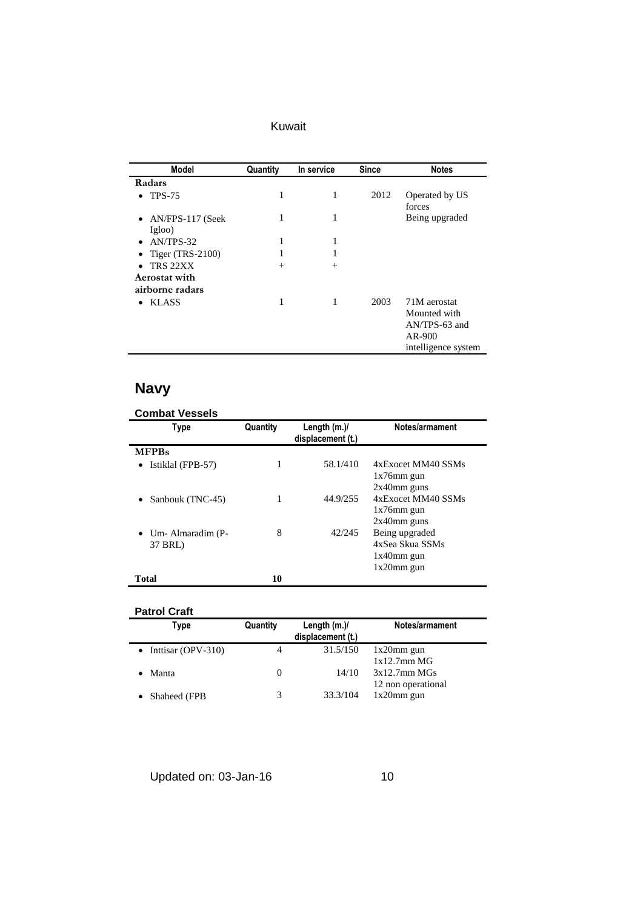| Model | Quantity | In service | Since | Notes |
|---|---|---|---|---|
| **Radars** | | | | |
| • TPS-75 | 1 | 1 | 2012 | Operated by US forces |
| • AN/FPS-117 (Seek Igloo) | 1 | 1 | | Being upgraded |
| • AN/TPS-32 | 1 | 1 | | |
| • Tiger (TRS-2100) | 1 | 1 | | |
| • TRS 22XX | + | + | | |
| **Aerostat with airborne radars** | | | | |
| • KLASS | 1 | 1 | 2003 | 71M aerostat Mounted with AN/TPS-63 and AR-900 intelligence system |

## Navy

### Combat Vessels

| Type | Quantity | Length (m.)/ displacement (t.) | Notes/armament |
|---|---|---|---|
| **MFPBs** | | | |
| • Istiklal (FPB-57) | 1 | 58.1/410 | 4xExocet MM40 SSMs 1x76mm gun 2x40mm guns |
| • Sanbouk (TNC-45) | 1 | 44.9/255 | 4xExocet MM40 SSMs 1x76mm gun 2x40mm guns |
| • Um- Almaradim (P-37 BRL) | 8 | 42/245 | Being upgraded 4xSea Skua SSMs 1x40mm gun 1x20mm gun |
| **Total** | **10** | | |

### Patrol Craft

| Type | Quantity | Length (m.)/ displacement (t.) | Notes/armament |
|---|---|---|---|
| • Inttisar (OPV-310) | 4 | 31.5/150 | 1x20mm gun 1x12.7mm MG |
| • Manta | 0 | 14/10 | 3x12.7mm MGs 12 non operational |
| • Shaheed (FPB | 3 | 33.3/104 | 1x20mm gun |

Updated on: 03-Jan-16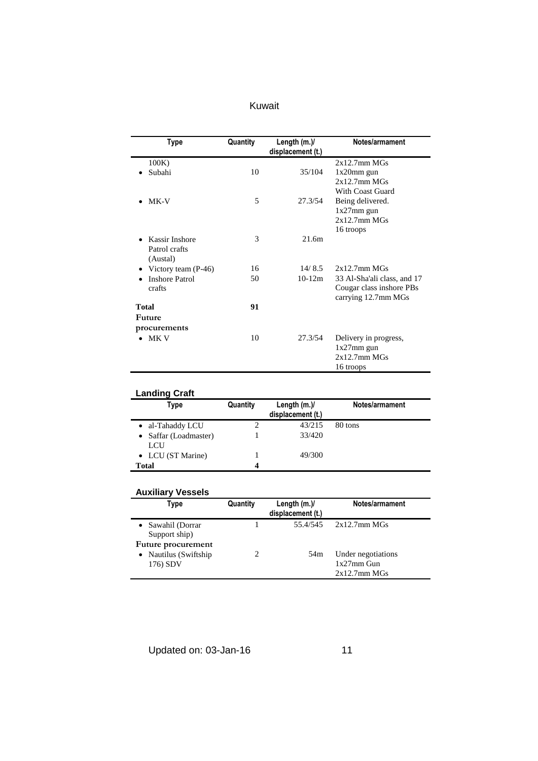| Type | Quantity | Length (m.)/ displacement (t.) | Notes/armament |
|---|---|---|---|
| 100K) | | | 2x12.7mm MGs |
| • Subahi | 10 | 35/104 | 1x20mm gun<br>2x12.7mm MGs<br>With Coast Guard |
| • MK-V | 5 | 27.3/54 | Being delivered.<br>1x27mm gun<br>2x12.7mm MGs<br>16 troops |
| • Kassir Inshore Patrol crafts (Austal) | 3 | 21.6m | |
| • Victory team (P-46) | 16 | 14/ 8.5 | 2x12.7mm MGs |
| • Inshore Patrol crafts | 50 | 10-12m | 33 Al-Sha'ali class, and 17 Cougar class inshore PBs carrying 12.7mm MGs |
| **Total** | **91** | | |
| **Future procurements** | | | |
| • MK V | 10 | 27.3/54 | Delivery in progress,<br>1x27mm gun<br>2x12.7mm MGs<br>16 troops |

## Landing Craft

| Type | Quantity | Length (m.)/ displacement (t.) | Notes/armament |
|---|---|---|---|
| • al-Tahaddy LCU | 2 | 43/215 | 80 tons |
| • Saffar (Loadmaster) LCU | 1 | 33/420 | |
| • LCU (ST Marine) | 1 | 49/300 | |
| **Total** | **4** | | |

## Auxiliary Vessels

| Type | Quantity | Length (m.)/ displacement (t.) | Notes/armament |
|---|---|---|---|
| • Sawahil (Dorrar Support ship) | 1 | 55.4/545 | 2x12.7mm MGs |
| **Future procurement** | | | |
| • Nautilus (Swiftship 176) SDV | 2 | 54m | Under negotiations<br>1x27mm Gun<br>2x12.7mm MGs |

Updated on: 03-Jan-16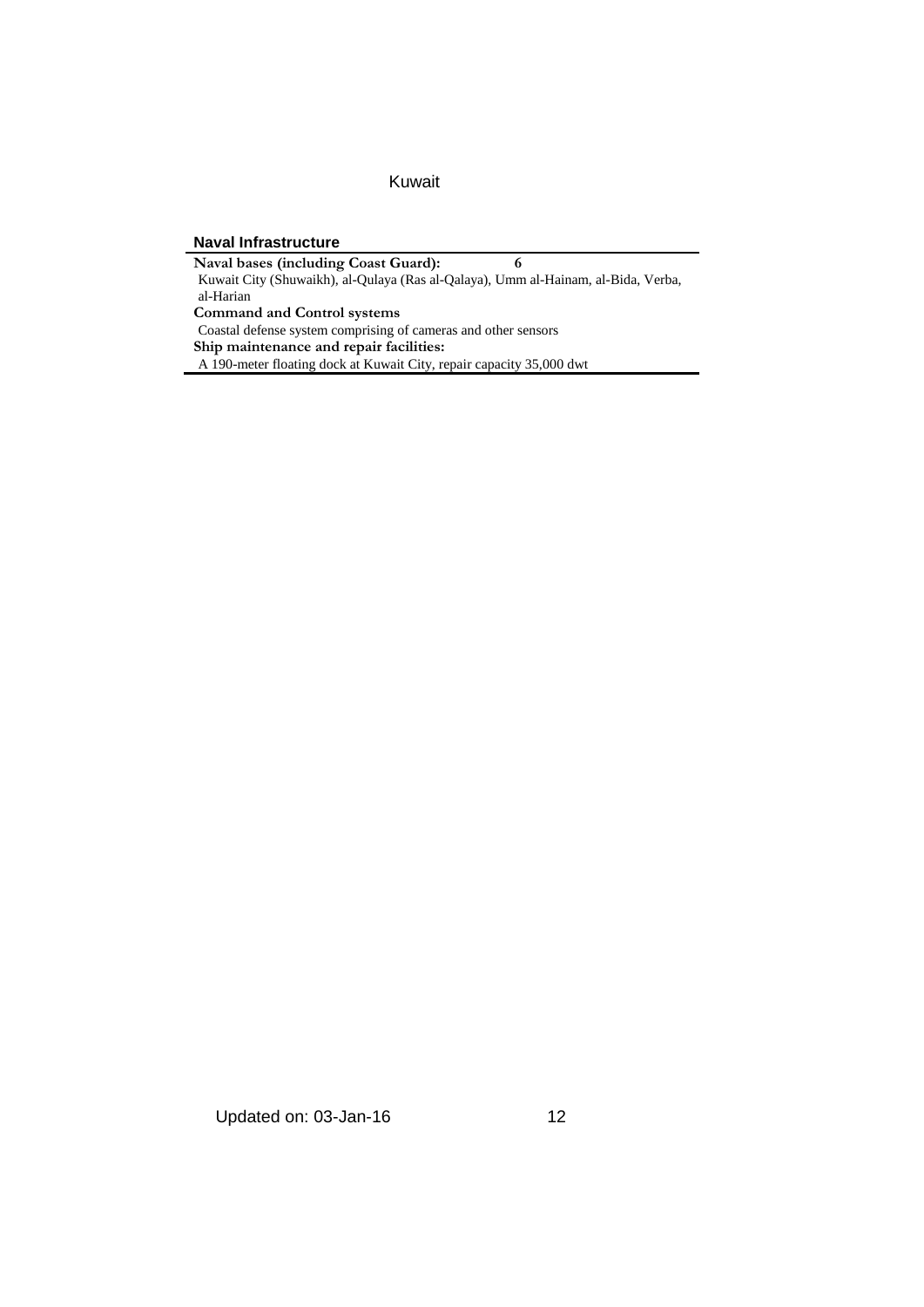## Naval Infrastructure

**Naval bases (including Coast Guard):** **6**

Kuwait City (Shuwaikh), al-Qulaya (Ras al-Qalaya), Umm al-Hainam, al-Bida, Verba, al-Harian

**Command and Control systems**

Coastal defense system comprising of cameras and other sensors

**Ship maintenance and repair facilities:**

A 190-meter floating dock at Kuwait City, repair capacity 35,000 dwt

Updated on: 03-Jan-16